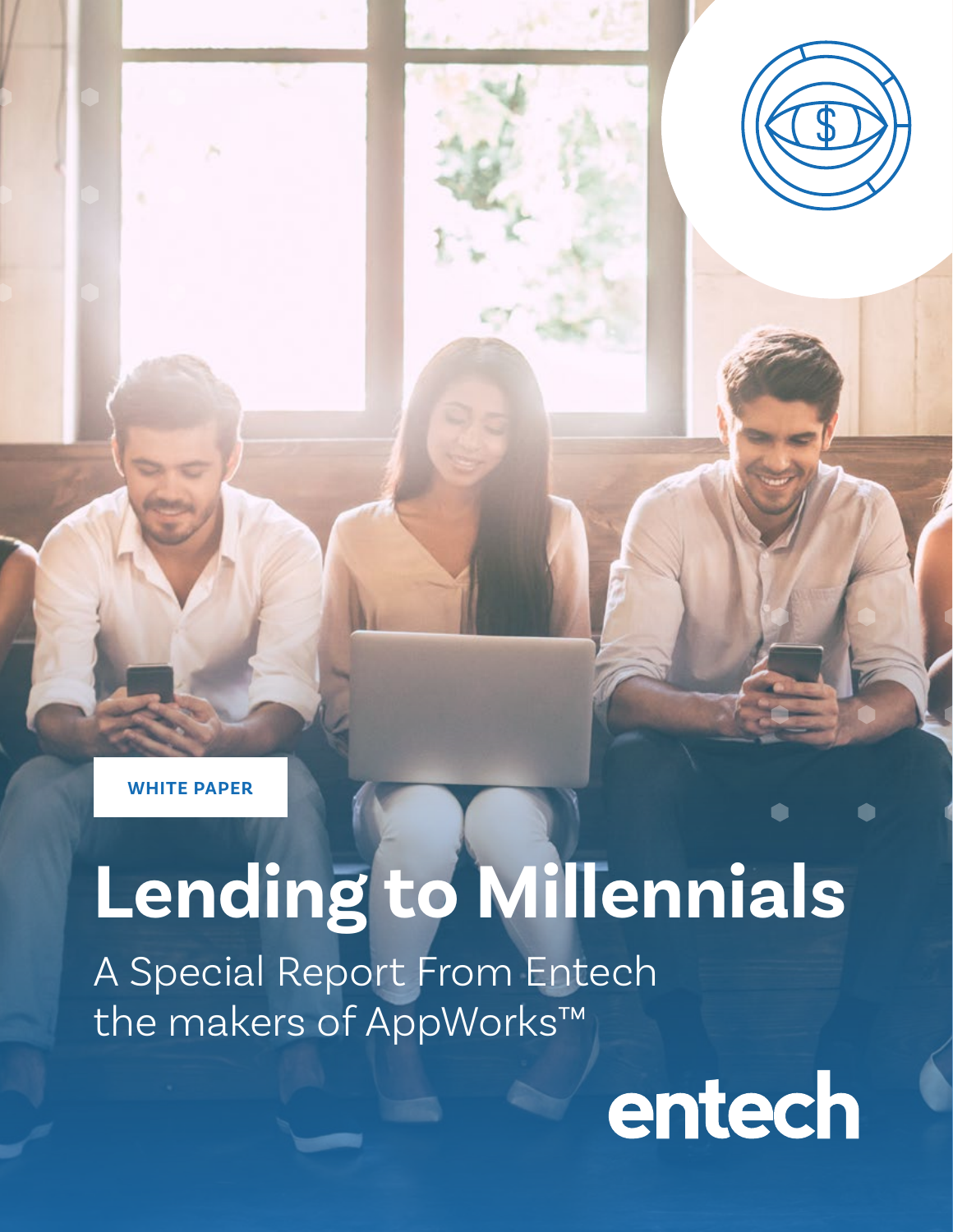WHITE PAPER

# Lending to Millennials

A Special Report From Entech
the makers of AppWorks™

entech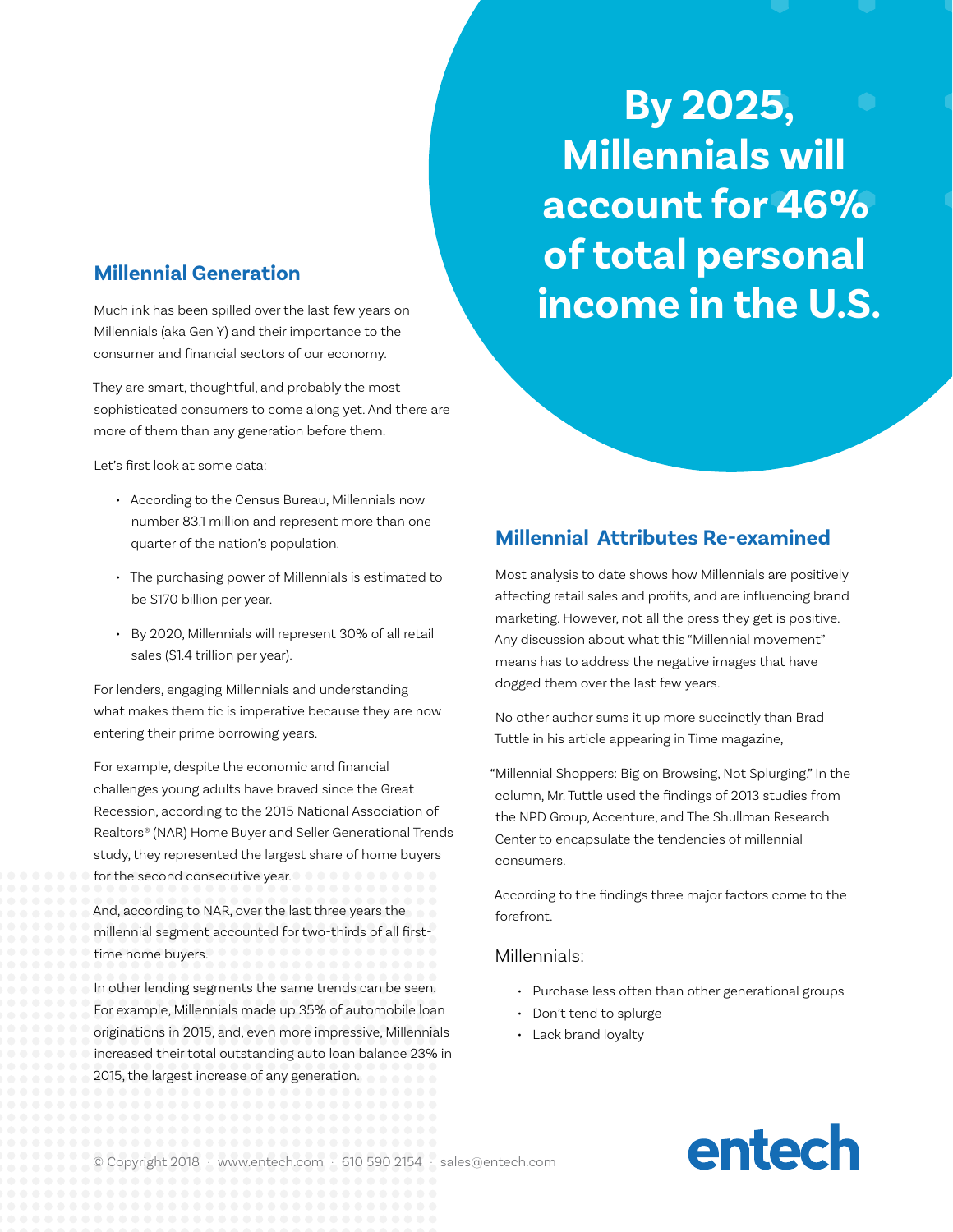**By 2025, Millennials will account for 46% of total personal income in the U.S.**

## Millennial Generation

Much ink has been spilled over the last few years on Millennials (aka Gen Y) and their importance to the consumer and financial sectors of our economy.

They are smart, thoughtful, and probably the most sophisticated consumers to come along yet. And there are more of them than any generation before them.

Let's first look at some data:

- According to the Census Bureau, Millennials now number 83.1 million and represent more than one quarter of the nation's population.
- The purchasing power of Millennials is estimated to be $170 billion per year.
- By 2020, Millennials will represent 30% of all retail sales ($1.4 trillion per year).

For lenders, engaging Millennials and understanding what makes them tic is imperative because they are now entering their prime borrowing years.

For example, despite the economic and financial challenges young adults have braved since the Great Recession, according to the 2015 National Association of Realtors® (NAR) Home Buyer and Seller Generational Trends study, they represented the largest share of home buyers for the second consecutive year.

And, according to NAR, over the last three years the millennial segment accounted for two-thirds of all first-time home buyers.

In other lending segments the same trends can be seen. For example, Millennials made up 35% of automobile loan originations in 2015, and, even more impressive, Millennials increased their total outstanding auto loan balance 23% in 2015, the largest increase of any generation.

## Millennial Attributes Re-examined

Most analysis to date shows how Millennials are positively affecting retail sales and profits, and are influencing brand marketing. However, not all the press they get is positive. Any discussion about what this "Millennial movement" means has to address the negative images that have dogged them over the last few years.

No other author sums it up more succinctly than Brad Tuttle in his article appearing in Time magazine,

"Millennial Shoppers: Big on Browsing, Not Splurging." In the column, Mr. Tuttle used the findings of 2013 studies from the NPD Group, Accenture, and The Shullman Research Center to encapsulate the tendencies of millennial consumers.

According to the findings three major factors come to the forefront.

Millennials:

- Purchase less often than other generational groups
- Don't tend to splurge
- Lack brand loyalty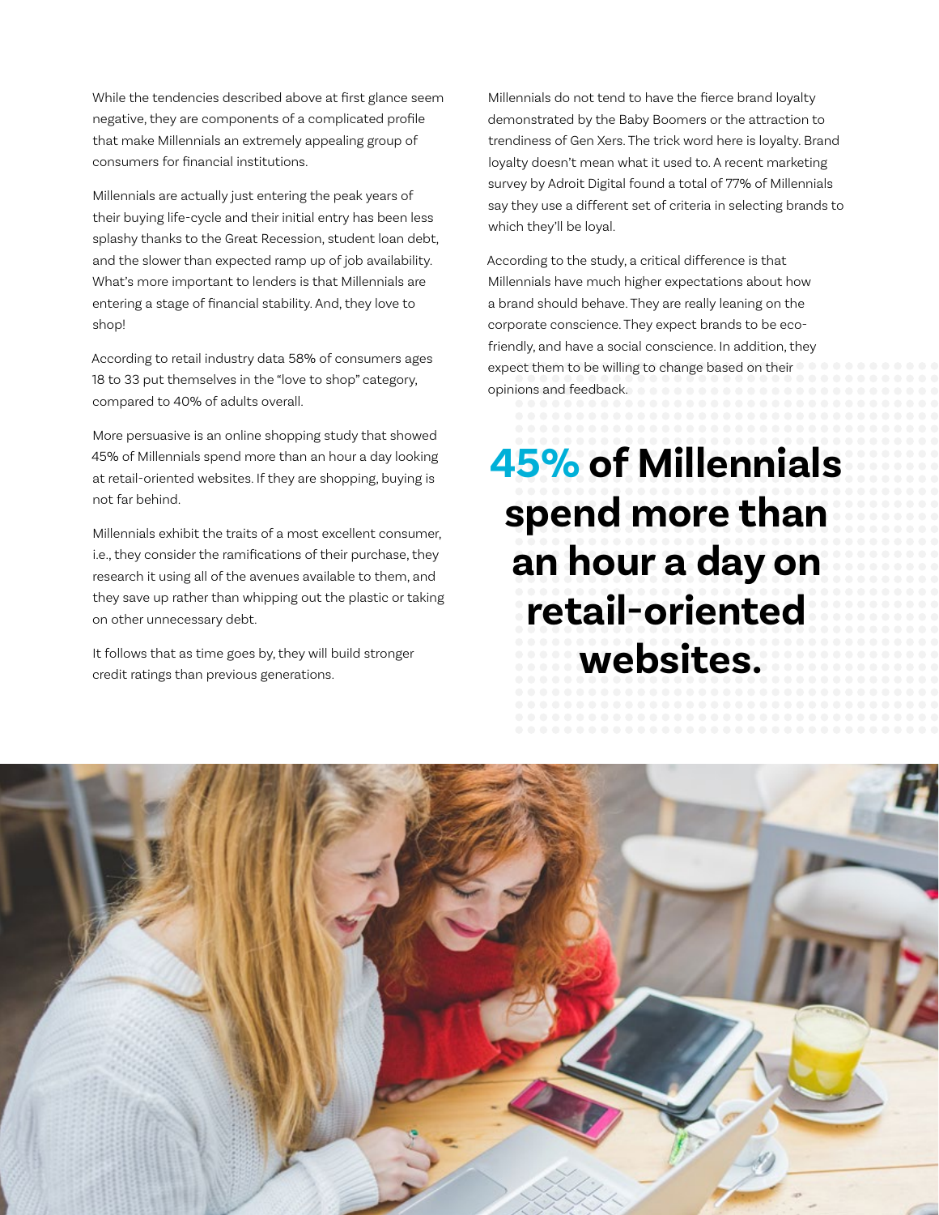While the tendencies described above at first glance seem negative, they are components of a complicated profile that make Millennials an extremely appealing group of consumers for financial institutions.

Millennials are actually just entering the peak years of their buying life-cycle and their initial entry has been less splashy thanks to the Great Recession, student loan debt, and the slower than expected ramp up of job availability. What's more important to lenders is that Millennials are entering a stage of financial stability. And, they love to shop!

According to retail industry data 58% of consumers ages 18 to 33 put themselves in the "love to shop" category, compared to 40% of adults overall.

More persuasive is an online shopping study that showed 45% of Millennials spend more than an hour a day looking at retail-oriented websites. If they are shopping, buying is not far behind.

Millennials exhibit the traits of a most excellent consumer, i.e., they consider the ramifications of their purchase, they research it using all of the avenues available to them, and they save up rather than whipping out the plastic or taking on other unnecessary debt.

It follows that as time goes by, they will build stronger credit ratings than previous generations.

Millennials do not tend to have the fierce brand loyalty demonstrated by the Baby Boomers or the attraction to trendiness of Gen Xers. The trick word here is loyalty. Brand loyalty doesn't mean what it used to. A recent marketing survey by Adroit Digital found a total of 77% of Millennials say they use a different set of criteria in selecting brands to which they'll be loyal.

According to the study, a critical difference is that Millennials have much higher expectations about how a brand should behave. They are really leaning on the corporate conscience. They expect brands to be eco-friendly, and have a social conscience. In addition, they expect them to be willing to change based on their opinions and feedback.

**45% of Millennials spend more than an hour a day on retail-oriented websites.**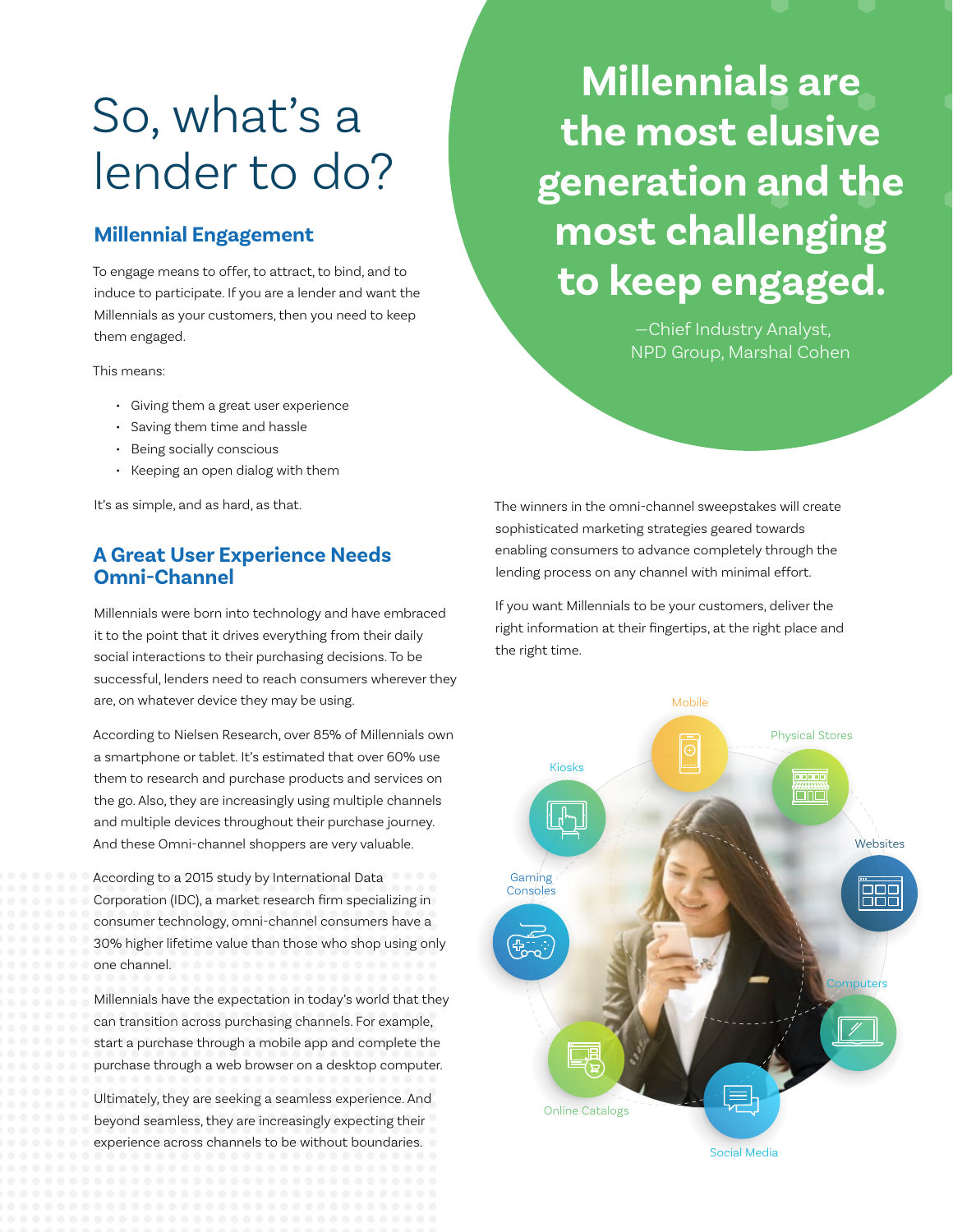# So, what's a lender to do?

## Millennial Engagement

To engage means to offer, to attract, to bind, and to induce to participate. If you are a lender and want the Millennials as your customers, then you need to keep them engaged.

This means:

- Giving them a great user experience
- Saving them time and hassle
- Being socially conscious
- Keeping an open dialog with them

It's as simple, and as hard, as that.

## A Great User Experience Needs Omni-Channel

Millennials were born into technology and have embraced it to the point that it drives everything from their daily social interactions to their purchasing decisions. To be successful, lenders need to reach consumers wherever they are, on whatever device they may be using.

According to Nielsen Research, over 85% of Millennials own a smartphone or tablet. It's estimated that over 60% use them to research and purchase products and services on the go. Also, they are increasingly using multiple channels and multiple devices throughout their purchase journey. And these Omni-channel shoppers are very valuable.

According to a 2015 study by International Data Corporation (IDC), a market research firm specializing in consumer technology, omni-channel consumers have a 30% higher lifetime value than those who shop using only one channel.

Millennials have the expectation in today's world that they can transition across purchasing channels. For example, start a purchase through a mobile app and complete the purchase through a web browser on a desktop computer.

Ultimately, they are seeking a seamless experience. And beyond seamless, they are increasingly expecting their experience across channels to be without boundaries.

**Millennials are the most elusive generation and the most challenging to keep engaged.**

—Chief Industry Analyst, NPD Group, Marshal Cohen

The winners in the omni-channel sweepstakes will create sophisticated marketing strategies geared towards enabling consumers to advance completely through the lending process on any channel with minimal effort.

If you want Millennials to be your customers, deliver the right information at their fingertips, at the right place and the right time.

Mobile

Physical Stores

Kiosks

Websites

Gaming Consoles

Computers

Online Catalogs

Social Media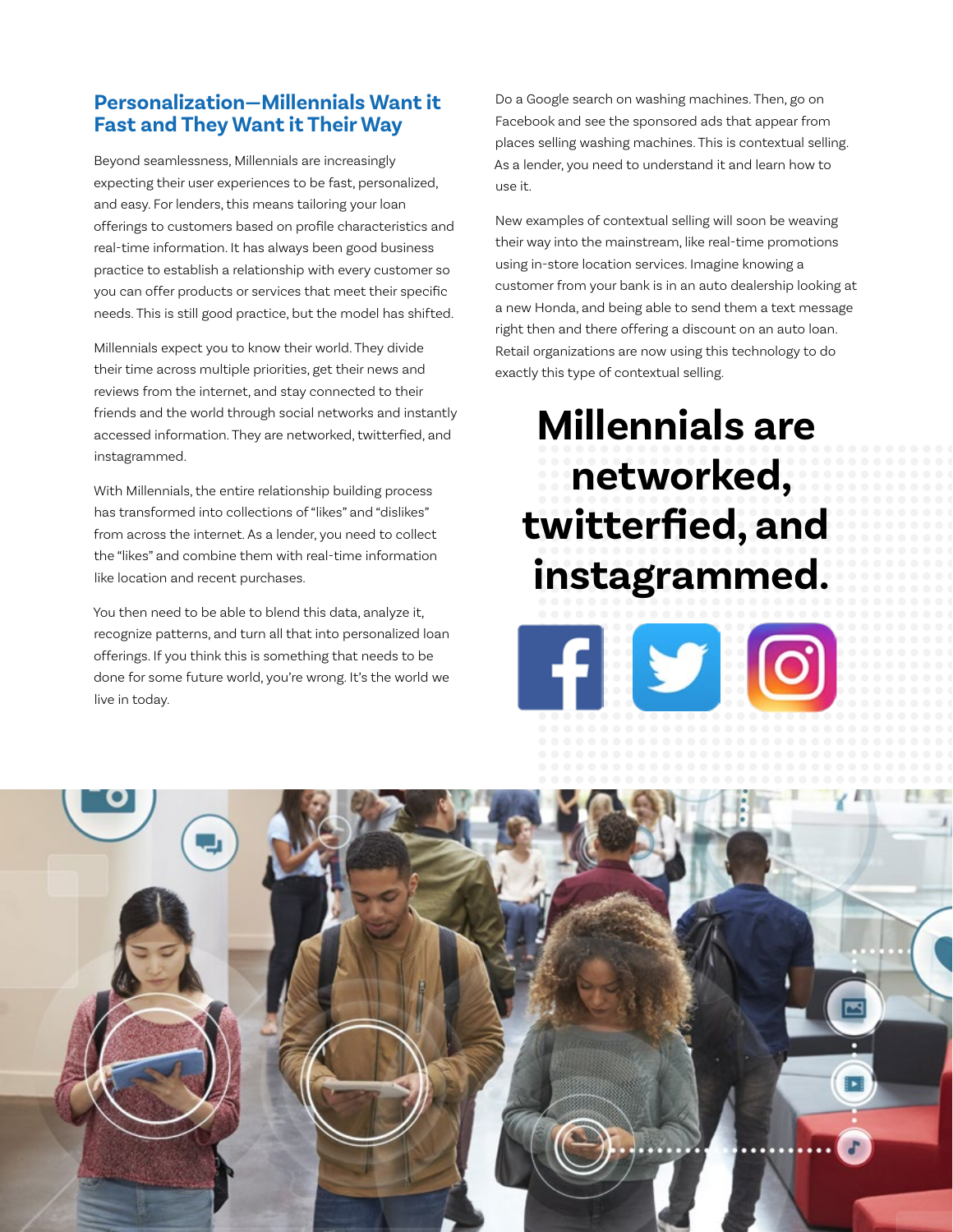## Personalization—Millennials Want it Fast and They Want it Their Way

Beyond seamlessness, Millennials are increasingly expecting their user experiences to be fast, personalized, and easy. For lenders, this means tailoring your loan offerings to customers based on profile characteristics and real-time information. It has always been good business practice to establish a relationship with every customer so you can offer products or services that meet their specific needs. This is still good practice, but the model has shifted.

Millennials expect you to know their world. They divide their time across multiple priorities, get their news and reviews from the internet, and stay connected to their friends and the world through social networks and instantly accessed information. They are networked, twitterfied, and instagrammed.

With Millennials, the entire relationship building process has transformed into collections of "likes" and "dislikes" from across the internet. As a lender, you need to collect the "likes" and combine them with real-time information like location and recent purchases.

You then need to be able to blend this data, analyze it, recognize patterns, and turn all that into personalized loan offerings. If you think this is something that needs to be done for some future world, you're wrong. It's the world we live in today.

Do a Google search on washing machines. Then, go on Facebook and see the sponsored ads that appear from places selling washing machines. This is contextual selling. As a lender, you need to understand it and learn how to use it.

New examples of contextual selling will soon be weaving their way into the mainstream, like real-time promotions using in-store location services. Imagine knowing a customer from your bank is in an auto dealership looking at a new Honda, and being able to send them a text message right then and there offering a discount on an auto loan. Retail organizations are now using this technology to do exactly this type of contextual selling.

**Millennials are networked, twitterfied, and instagrammed.**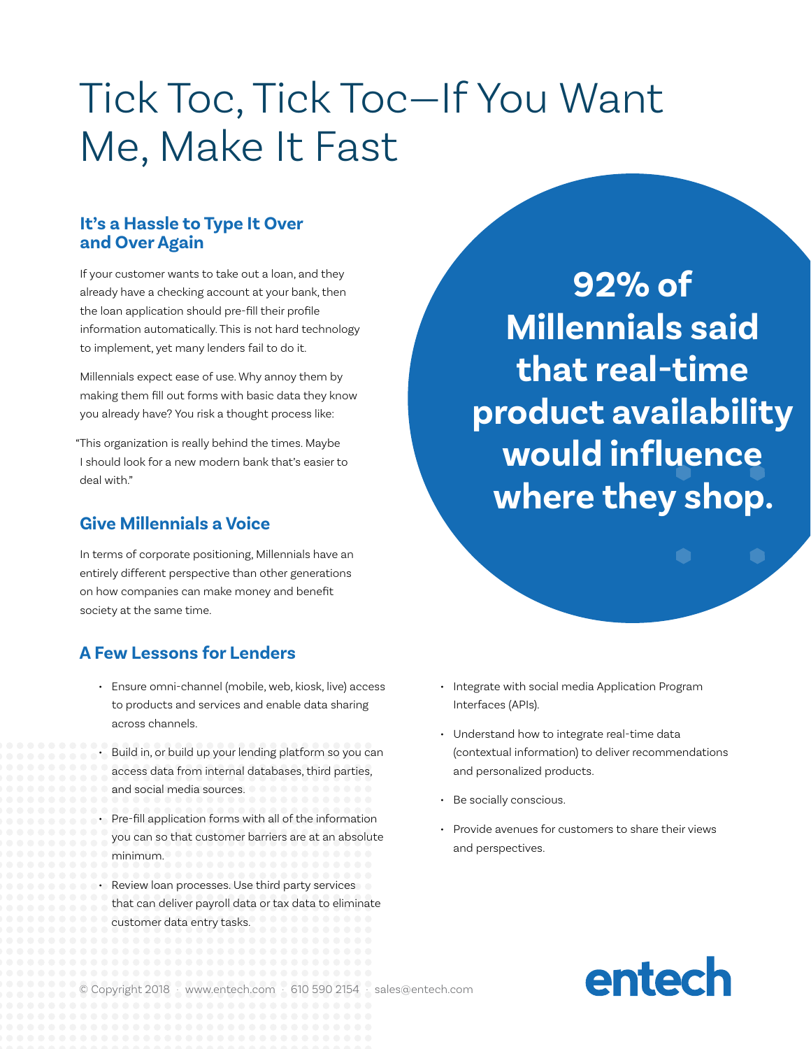# Tick Toc, Tick Toc—If You Want Me, Make It Fast

## It's a Hassle to Type It Over and Over Again

If your customer wants to take out a loan, and they already have a checking account at your bank, then the loan application should pre-fill their profile information automatically. This is not hard technology to implement, yet many lenders fail to do it.

Millennials expect ease of use. Why annoy them by making them fill out forms with basic data they know you already have? You risk a thought process like:

"This organization is really behind the times. Maybe I should look for a new modern bank that's easier to deal with."

**92% of Millennials said that real-time product availability would influence where they shop.**

## Give Millennials a Voice

In terms of corporate positioning, Millennials have an entirely different perspective than other generations on how companies can make money and benefit society at the same time.

## A Few Lessons for Lenders

- Ensure omni-channel (mobile, web, kiosk, live) access to products and services and enable data sharing across channels.
- Build in, or build up your lending platform so you can access data from internal databases, third parties, and social media sources.
- Pre-fill application forms with all of the information you can so that customer barriers are at an absolute minimum.
- Review loan processes. Use third party services that can deliver payroll data or tax data to eliminate customer data entry tasks.
- Integrate with social media Application Program Interfaces (APIs).
- Understand how to integrate real-time data (contextual information) to deliver recommendations and personalized products.
- Be socially conscious.
- Provide avenues for customers to share their views and perspectives.

© Copyright 2018 · www.entech.com · 610 590 2154 · sales@entech.com

entech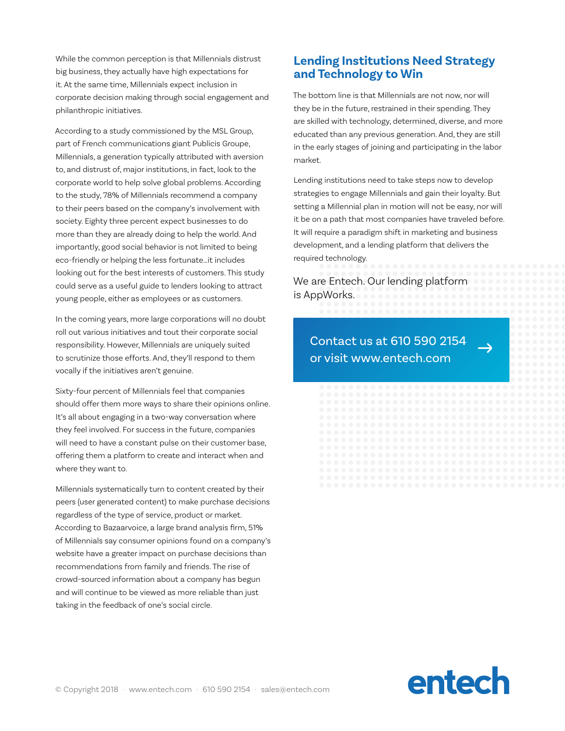While the common perception is that Millennials distrust big business, they actually have high expectations for it. At the same time, Millennials expect inclusion in corporate decision making through social engagement and philanthropic initiatives.

According to a study commissioned by the MSL Group, part of French communications giant Publicis Groupe, Millennials, a generation typically attributed with aversion to, and distrust of, major institutions, in fact, look to the corporate world to help solve global problems. According to the study, 78% of Millennials recommend a company to their peers based on the company's involvement with society. Eighty three percent expect businesses to do more than they are already doing to help the world. And importantly, good social behavior is not limited to being eco-friendly or helping the less fortunate…it includes looking out for the best interests of customers. This study could serve as a useful guide to lenders looking to attract young people, either as employees or as customers.

In the coming years, more large corporations will no doubt roll out various initiatives and tout their corporate social responsibility. However, Millennials are uniquely suited to scrutinize those efforts. And, they'll respond to them vocally if the initiatives aren't genuine.

Sixty-four percent of Millennials feel that companies should offer them more ways to share their opinions online. It's all about engaging in a two-way conversation where they feel involved. For success in the future, companies will need to have a constant pulse on their customer base, offering them a platform to create and interact when and where they want to.

Millennials systematically turn to content created by their peers (user generated content) to make purchase decisions regardless of the type of service, product or market. According to Bazaarvoice, a large brand analysis firm, 51% of Millennials say consumer opinions found on a company's website have a greater impact on purchase decisions than recommendations from family and friends. The rise of crowd-sourced information about a company has begun and will continue to be viewed as more reliable than just taking in the feedback of one's social circle.

## Lending Institutions Need Strategy and Technology to Win

The bottom line is that Millennials are not now, nor will they be in the future, restrained in their spending. They are skilled with technology, determined, diverse, and more educated than any previous generation. And, they are still in the early stages of joining and participating in the labor market.

Lending institutions need to take steps now to develop strategies to engage Millennials and gain their loyalty. But setting a Millennial plan in motion will not be easy, nor will it be on a path that most companies have traveled before. It will require a paradigm shift in marketing and business development, and a lending platform that delivers the required technology.

We are Entech. Our lending platform is AppWorks.

Contact us at 610 590 2154 or visit www.entech.com →

© Copyright 2018 · www.entech.com · 610 590 2154 · sales@entech.com

entech